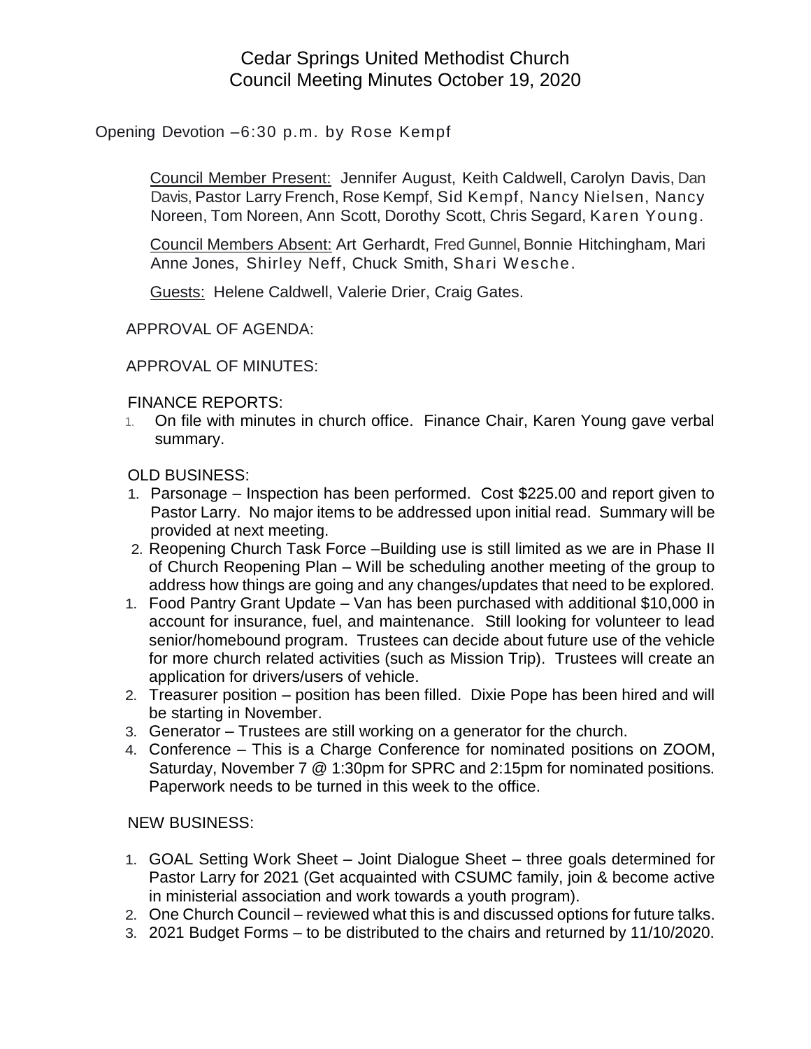# Cedar Springs United Methodist Church
## Council Meeting Minutes October 19, 2020

Opening Devotion –6:30 p.m. by Rose Kempf

Council Member Present: Jennifer August, Keith Caldwell, Carolyn Davis, Dan Davis, Pastor Larry French, Rose Kempf, Sid Kempf, Nancy Nielsen, Nancy Noreen, Tom Noreen, Ann Scott, Dorothy Scott, Chris Segard, Karen Young.

Council Members Absent: Art Gerhardt, Fred Gunnel, Bonnie Hitchingham, Mari Anne Jones, Shirley Neff, Chuck Smith, Shari Wesche.

Guests: Helene Caldwell, Valerie Drier, Craig Gates.

APPROVAL OF AGENDA:

APPROVAL OF MINUTES:

FINANCE REPORTS:

1. On file with minutes in church office. Finance Chair, Karen Young gave verbal summary.

OLD BUSINESS:

1. Parsonage – Inspection has been performed. Cost $225.00 and report given to Pastor Larry. No major items to be addressed upon initial read. Summary will be provided at next meeting.
2. Reopening Church Task Force –Building use is still limited as we are in Phase II of Church Reopening Plan – Will be scheduling another meeting of the group to address how things are going and any changes/updates that need to be explored.
1. Food Pantry Grant Update – Van has been purchased with additional $10,000 in account for insurance, fuel, and maintenance. Still looking for volunteer to lead senior/homebound program. Trustees can decide about future use of the vehicle for more church related activities (such as Mission Trip). Trustees will create an application for drivers/users of vehicle.
2. Treasurer position – position has been filled. Dixie Pope has been hired and will be starting in November.
3. Generator – Trustees are still working on a generator for the church.
4. Conference – This is a Charge Conference for nominated positions on ZOOM, Saturday, November 7 @ 1:30pm for SPRC and 2:15pm for nominated positions. Paperwork needs to be turned in this week to the office.

NEW BUSINESS:

1. GOAL Setting Work Sheet – Joint Dialogue Sheet – three goals determined for Pastor Larry for 2021 (Get acquainted with CSUMC family, join & become active in ministerial association and work towards a youth program).
2. One Church Council – reviewed what this is and discussed options for future talks.
3. 2021 Budget Forms – to be distributed to the chairs and returned by 11/10/2020.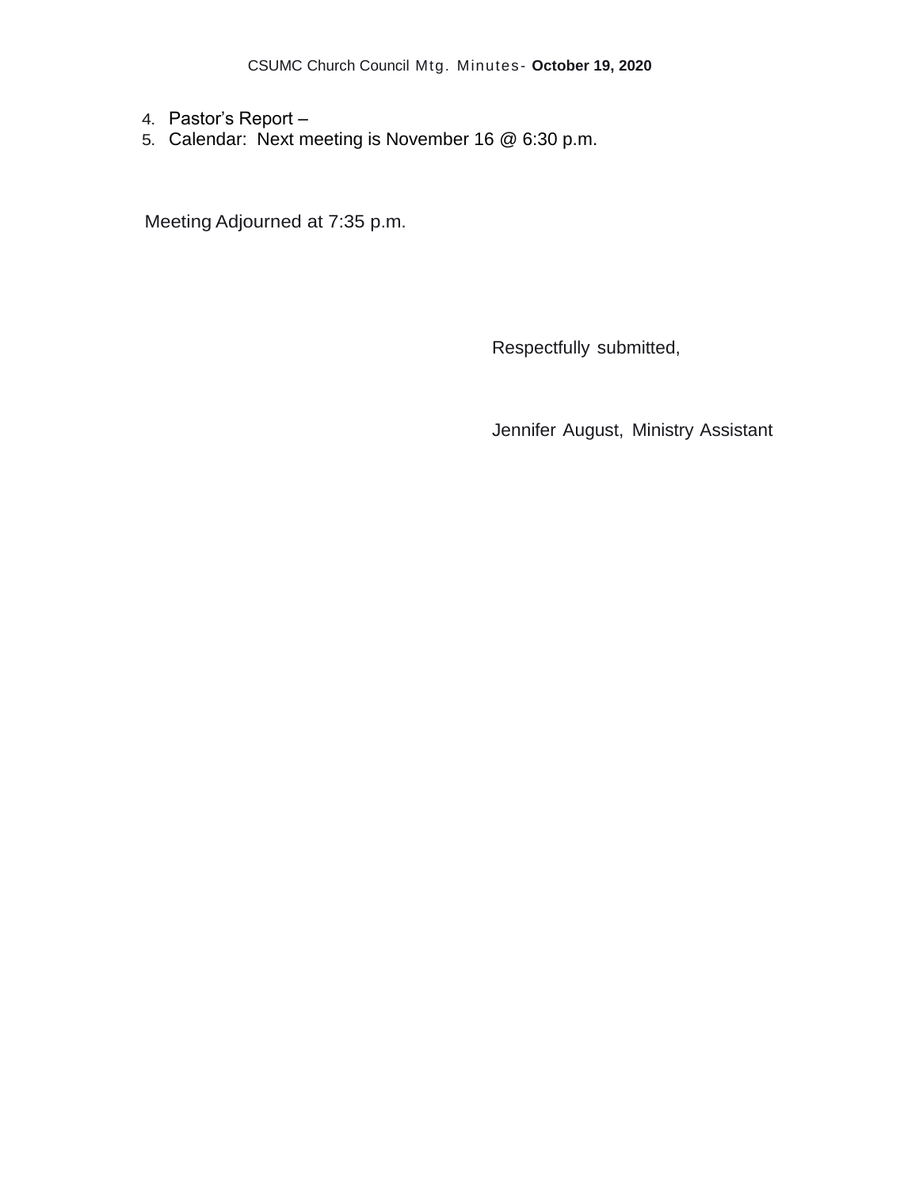4. Pastor's Report –
5. Calendar: Next meeting is November 16 @ 6:30 p.m.

Meeting Adjourned at 7:35 p.m.

Respectfully submitted,

Jennifer August, Ministry Assistant